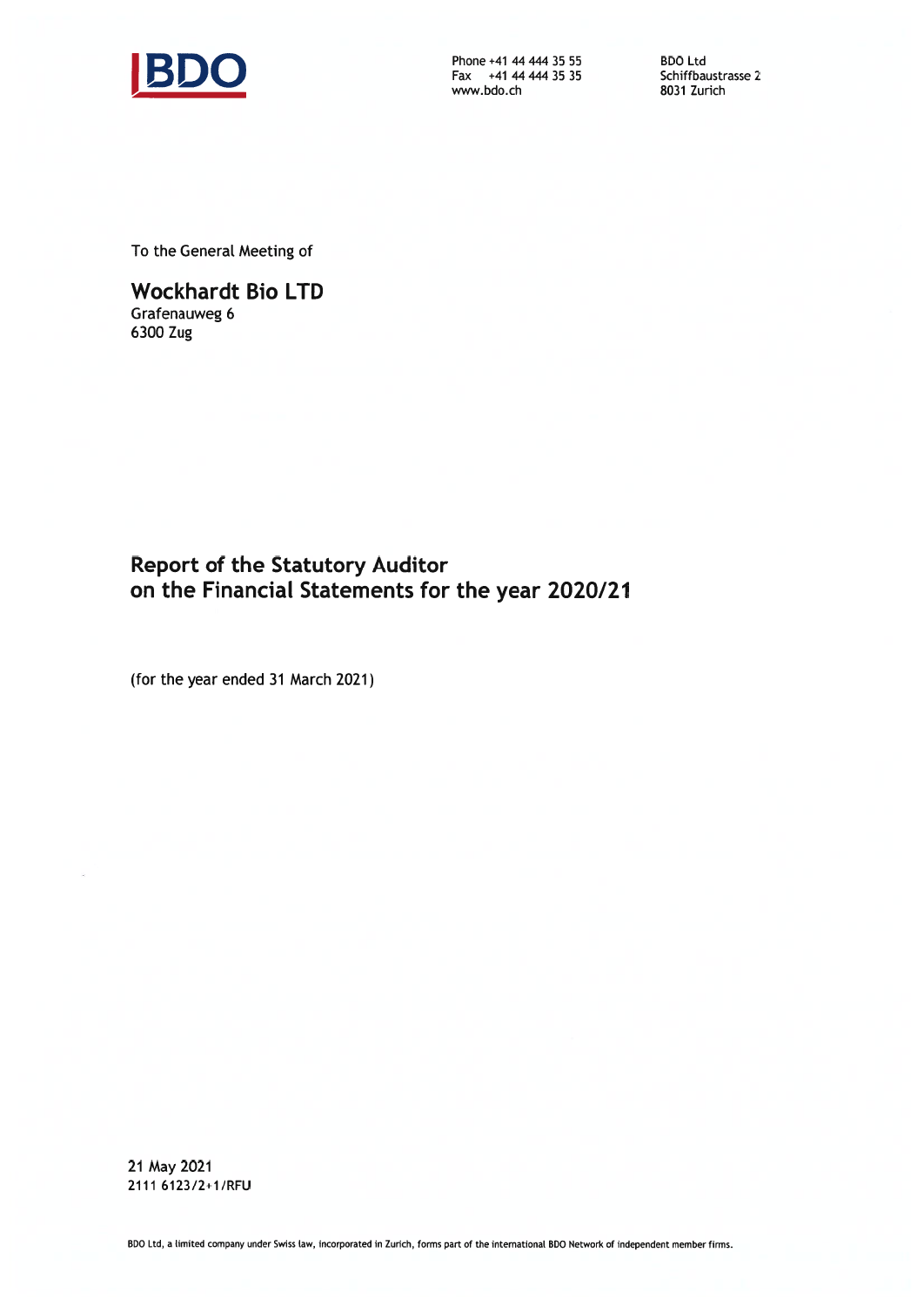BDO

Phone +41 44 444 35 55
Fax +41 44 444 35 35
www.bdo.ch

BDO Ltd
Schiffbaustrasse 2
8031 Zurich

To the General Meeting of

**Wockhardt Bio LTD**
Grafenauweg 6
6300 Zug

# Report of the Statutory Auditor on the Financial Statements for the year 2020/21

(for the year ended 31 March 2021)

21 May 2021
2111 6123/2+1/RFU

BDO Ltd, a limited company under Swiss law, incorporated in Zurich, forms part of the international BDO Network of independent member firms.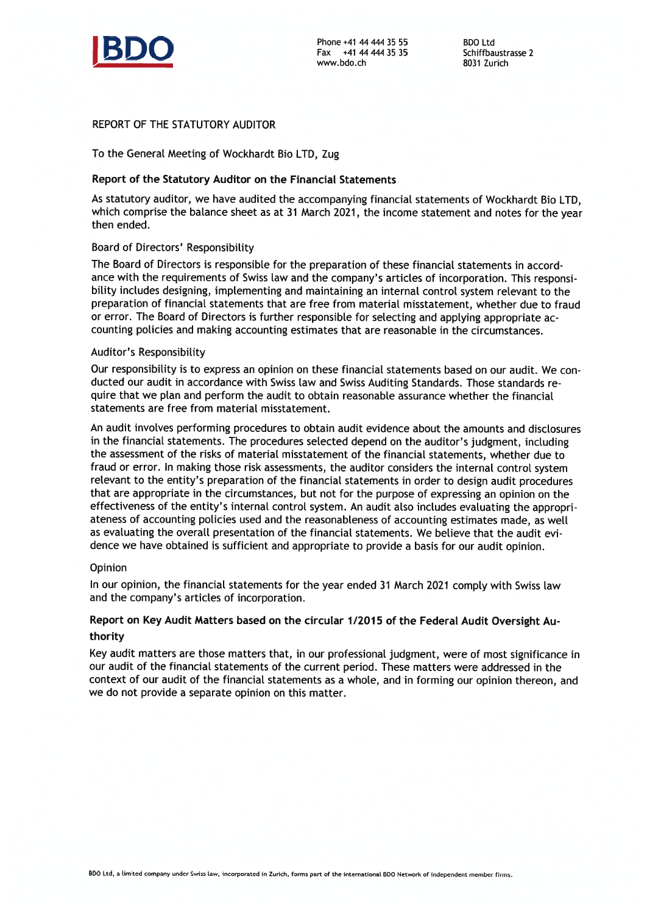Phone +41 44 444 35 55
Fax +41 44 444 35 35
www.bdo.ch

BDO Ltd
Schiffbaustrasse 2
8031 Zurich

REPORT OF THE STATUTORY AUDITOR

To the General Meeting of Wockhardt Bio LTD, Zug

**Report of the Statutory Auditor on the Financial Statements**

As statutory auditor, we have audited the accompanying financial statements of Wockhardt Bio LTD, which comprise the balance sheet as at 31 March 2021, the income statement and notes for the year then ended.

Board of Directors' Responsibility

The Board of Directors is responsible for the preparation of these financial statements in accordance with the requirements of Swiss law and the company's articles of incorporation. This responsibility includes designing, implementing and maintaining an internal control system relevant to the preparation of financial statements that are free from material misstatement, whether due to fraud or error. The Board of Directors is further responsible for selecting and applying appropriate accounting policies and making accounting estimates that are reasonable in the circumstances.

Auditor's Responsibility

Our responsibility is to express an opinion on these financial statements based on our audit. We conducted our audit in accordance with Swiss law and Swiss Auditing Standards. Those standards require that we plan and perform the audit to obtain reasonable assurance whether the financial statements are free from material misstatement.

An audit involves performing procedures to obtain audit evidence about the amounts and disclosures in the financial statements. The procedures selected depend on the auditor's judgment, including the assessment of the risks of material misstatement of the financial statements, whether due to fraud or error. In making those risk assessments, the auditor considers the internal control system relevant to the entity's preparation of the financial statements in order to design audit procedures that are appropriate in the circumstances, but not for the purpose of expressing an opinion on the effectiveness of the entity's internal control system. An audit also includes evaluating the appropriateness of accounting policies used and the reasonableness of accounting estimates made, as well as evaluating the overall presentation of the financial statements. We believe that the audit evidence we have obtained is sufficient and appropriate to provide a basis for our audit opinion.

Opinion

In our opinion, the financial statements for the year ended 31 March 2021 comply with Swiss law and the company's articles of incorporation.

**Report on Key Audit Matters based on the circular 1/2015 of the Federal Audit Oversight Authority**

Key audit matters are those matters that, in our professional judgment, were of most significance in our audit of the financial statements of the current period. These matters were addressed in the context of our audit of the financial statements as a whole, and in forming our opinion thereon, and we do not provide a separate opinion on this matter.

BDO Ltd, a limited company under Swiss law, incorporated in Zurich, forms part of the international BDO Network of independent member firms.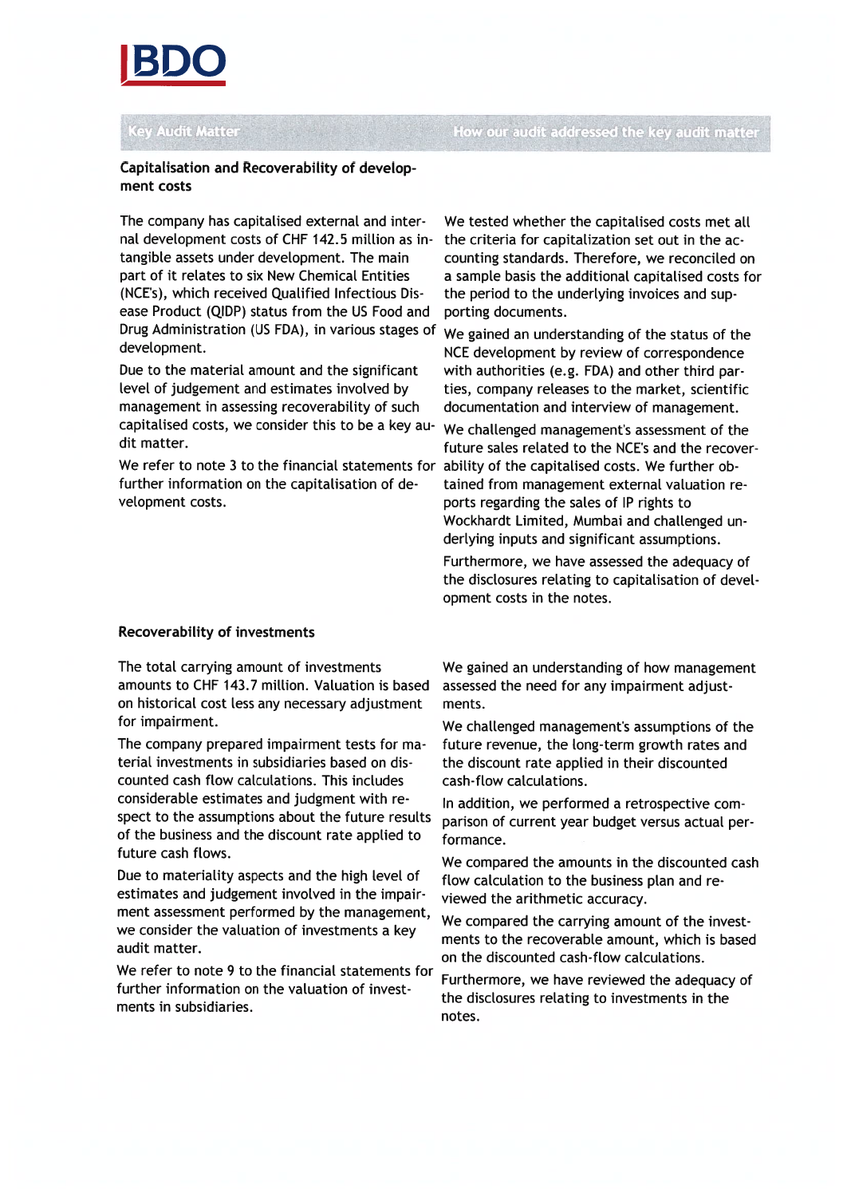| Key Audit Matter | How our audit addressed the key audit matter |
|---|---|
| **Capitalisation and Recoverability of development costs** | |
| The company has capitalised external and internal development costs of CHF 142.5 million as intangible assets under development. The main part of it relates to six New Chemical Entities (NCE's), which received Qualified Infectious Disease Product (QIDP) status from the US Food and Drug Administration (US FDA), in various stages of development.<br><br>Due to the material amount and the significant level of judgement and estimates involved by management in assessing recoverability of such capitalised costs, we consider this to be a key audit matter.<br><br>We refer to note 3 to the financial statements for further information on the capitalisation of development costs. | We tested whether the capitalised costs met all the criteria for capitalization set out in the accounting standards. Therefore, we reconciled on a sample basis the additional capitalised costs for the period to the underlying invoices and supporting documents.<br><br>We gained an understanding of the status of the NCE development by review of correspondence with authorities (e.g. FDA) and other third parties, company releases to the market, scientific documentation and interview of management.<br><br>We challenged management's assessment of the future sales related to the NCE's and the recoverability of the capitalised costs. We further obtained from management external valuation reports regarding the sales of IP rights to Wockhardt Limited, Mumbai and challenged underlying inputs and significant assumptions.<br><br>Furthermore, we have assessed the adequacy of the disclosures relating to capitalisation of development costs in the notes. |
| **Recoverability of investments** | |
| The total carrying amount of investments amounts to CHF 143.7 million. Valuation is based on historical cost less any necessary adjustment for impairment.<br><br>The company prepared impairment tests for material investments in subsidiaries based on discounted cash flow calculations. This includes considerable estimates and judgment with respect to the assumptions about the future results of the business and the discount rate applied to future cash flows.<br><br>Due to materiality aspects and the high level of estimates and judgement involved in the impairment assessment performed by the management, we consider the valuation of investments a key audit matter.<br><br>We refer to note 9 to the financial statements for further information on the valuation of investments in subsidiaries. | We gained an understanding of how management assessed the need for any impairment adjustments.<br><br>We challenged management's assumptions of the future revenue, the long-term growth rates and the discount rate applied in their discounted cash-flow calculations.<br><br>In addition, we performed a retrospective comparison of current year budget versus actual performance.<br><br>We compared the amounts in the discounted cash flow calculation to the business plan and reviewed the arithmetic accuracy.<br><br>We compared the carrying amount of the investments to the recoverable amount, which is based on the discounted cash-flow calculations.<br><br>Furthermore, we have reviewed the adequacy of the disclosures relating to investments in the notes. |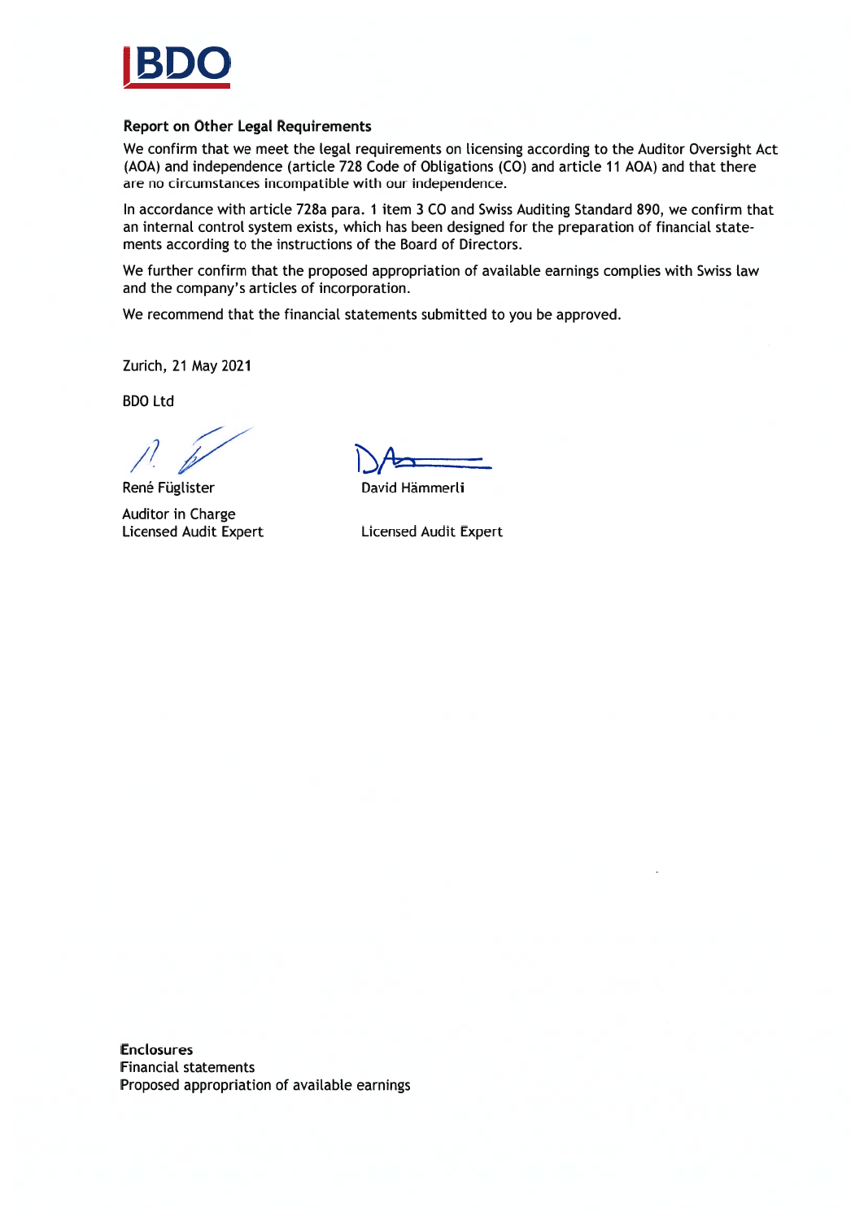BDO

**Report on Other Legal Requirements**

We confirm that we meet the legal requirements on licensing according to the Auditor Oversight Act (AOA) and independence (article 728 Code of Obligations (CO) and article 11 AOA) and that there are no circumstances incompatible with our independence.

In accordance with article 728a para. 1 item 3 CO and Swiss Auditing Standard 890, we confirm that an internal control system exists, which has been designed for the preparation of financial statements according to the instructions of the Board of Directors.

We further confirm that the proposed appropriation of available earnings complies with Swiss law and the company's articles of incorporation.

We recommend that the financial statements submitted to you be approved.

Zurich, 21 May 2021

BDO Ltd

René Füglister

Auditor in Charge
Licensed Audit Expert

David Hämmerli

Licensed Audit Expert

**Enclosures**
Financial statements
Proposed appropriation of available earnings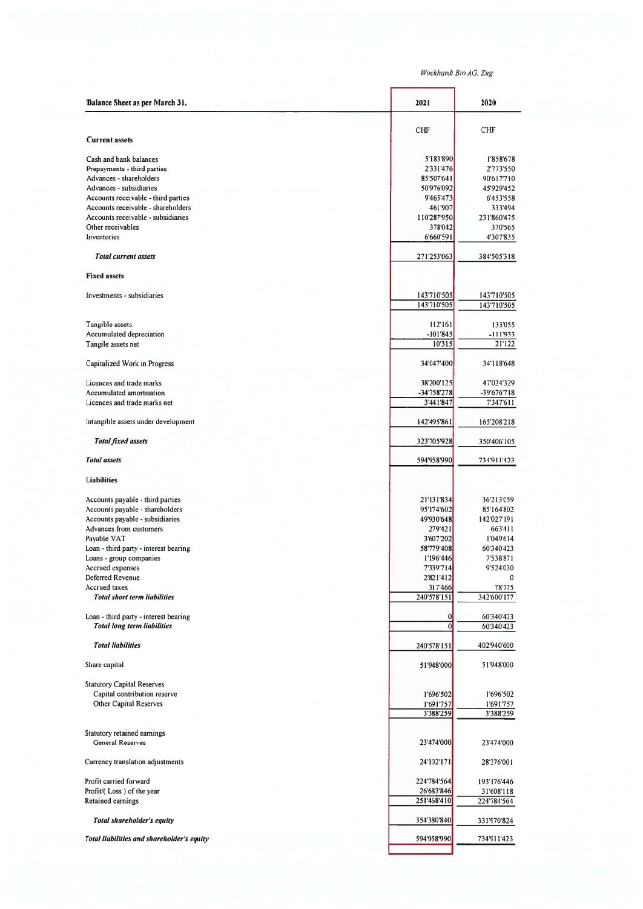Wockhardt Bio AG, Zug

| Balance Sheet as per March 31, | 2021 | 2020 |
|---|---|---|
| | CHF | CHF |
| **Current assets** | | |
| Cash and bank balances | 5'183'890 | 1'858'678 |
| Prepayments - third parties | 2'331'476 | 2'773'550 |
| Advances - shareholders | 85'507'641 | 90'617'710 |
| Advances - subsidiaries | 50'976'092 | 45'929'452 |
| Accounts receivable - third parties | 9'465'473 | 6'453'558 |
| Accounts receivable - shareholders | 461'907 | 333'494 |
| Accounts receivable - subsidiaries | 110'287'950 | 231'860'475 |
| Other receivables | 378'042 | 370'565 |
| Inventories | 6'660'591 | 4'307'835 |
| ***Total current assets*** | 271'253'063 | 384'505'318 |
| **Fixed assets** | | |
| Investments - subsidiaries | 143'710'505 | 143'710'505 |
| | 143'710'505 | 143'710'505 |
| Tangible assets | 112'161 | 133'055 |
| Accumulated depreciation | -101'845 | -111'933 |
| Tangile assets net | 10'315 | 21'122 |
| Capitalized Work in Progress | 34'047'400 | 34'118'648 |
| Licences and trade marks | 38'200'125 | 47'024'329 |
| Accumulated amortisation | -34'758'278 | -39'676'718 |
| Licences and trade marks net | 3'441'847 | 7'347'611 |
| Intangible assets under development | 142'495'861 | 165'208'218 |
| ***Total fixed assets*** | 323'705'928 | 350'406'105 |
| ***Total assets*** | 594'958'990 | 734'911'423 |
| **Liabilities** | | |
| Accounts payable - third parties | 21'131'834 | 36'213'059 |
| Accounts payable - shareholders | 95'174'602 | 85'164'802 |
| Accounts payable - subsidiaries | 49'930'648 | 142'027'191 |
| Advances from customers | 279'421 | 663'411 |
| Payable VAT | 3'607'202 | 1'049'614 |
| Loan - third party - interest bearing | 58'779'408 | 60'340'423 |
| Loans - group companies | 1'196'446 | 7'538'871 |
| Accrued expenses | 7'339'714 | 9'524'030 |
| Deferred Revenue | 2'821'412 | 0 |
| Accrued taxes | 317'466 | 78'775 |
| ***Total short term liabilities*** | 240'578'151 | 342'600'177 |
| Loan - third party - interest bearing | 0 | 60'340'423 |
| ***Total long term liabilities*** | 0 | 60'340'423 |
| ***Total liabilities*** | 240'578'151 | 402'940'600 |
| Share capital | 51'948'000 | 51'948'000 |
| Statutory Capital Reserves | | |
| Capital contribution reserve | 1'696'502 | 1'696'502 |
| Other Capital Reserves | 1'691'757 | 1'691'757 |
| | 3'388'259 | 3'388'259 |
| Statutory retained earnings | | |
| General Reserves | 23'474'000 | 23'474'000 |
| Currency translation adjustments | 24'102'171 | 28'376'001 |
| Profit carried forward | 224'784'564 | 193'176'446 |
| Profit/( Loss ) of the year | 26'683'846 | 31'608'118 |
| Retained earnings | 251'468'410 | 224'784'564 |
| ***Total shareholder's equity*** | 354'380'840 | 331'970'824 |
| ***Total liabilities and shareholder's equity*** | 594'958'990 | 734'911'423 |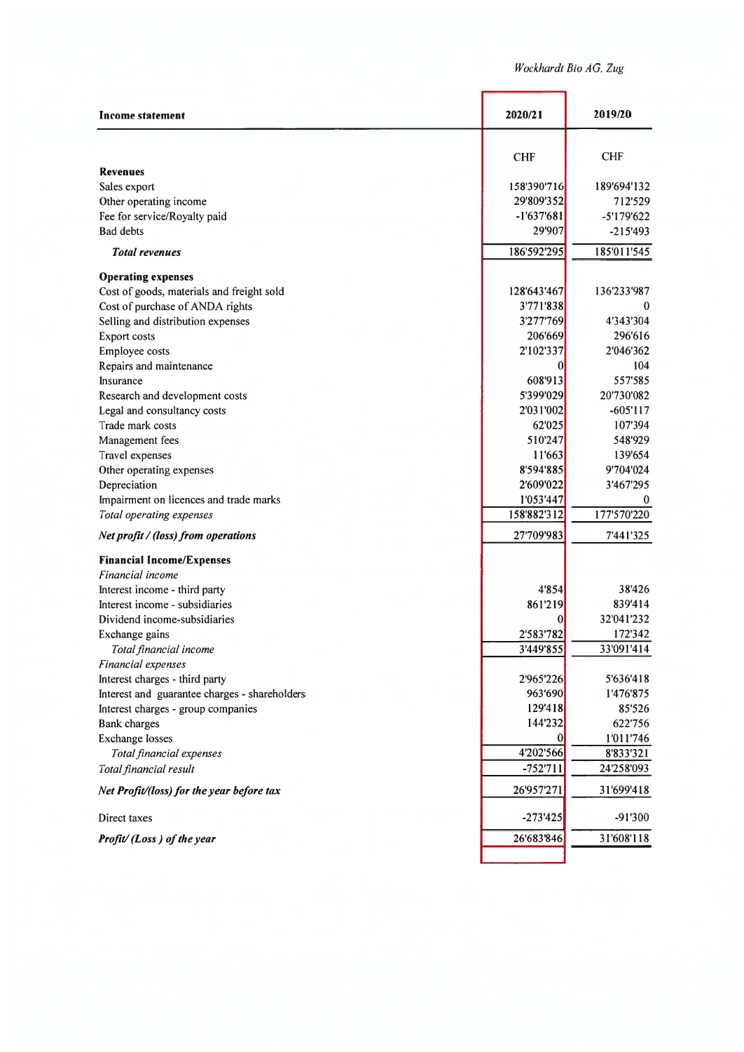Wockhardt Bio AG, Zug

| **Income statement** | **2020/21** | **2019/20** |
|---|---|---|
| | CHF | CHF |
| **Revenues** | | |
| Sales export | 158'390'716 | 189'694'132 |
| Other operating income | 29'809'352 | 712'529 |
| Fee for service/Royalty paid | -1'637'681 | -5'179'622 |
| Bad debts | 29'907 | -215'493 |
| ***Total revenues*** | 186'592'295 | 185'011'545 |
| **Operating expenses** | | |
| Cost of goods, materials and freight sold | 128'643'467 | 136'233'987 |
| Cost of purchase of ANDA rights | 3'771'838 | 0 |
| Selling and distribution expenses | 3'277'769 | 4'343'304 |
| Export costs | 206'669 | 296'616 |
| Employee costs | 2'102'337 | 2'046'362 |
| Repairs and maintenance | 0 | 104 |
| Insurance | 608'913 | 557'585 |
| Research and development costs | 5'399'029 | 20'730'082 |
| Legal and consultancy costs | 2'031'002 | -605'117 |
| Trade mark costs | 62'025 | 107'394 |
| Management fees | 510'247 | 548'929 |
| Travel expenses | 11'663 | 139'654 |
| Other operating expenses | 8'594'885 | 9'704'024 |
| Depreciation | 2'609'022 | 3'467'295 |
| Impairment on licences and trade marks | 1'053'447 | 0 |
| *Total operating expenses* | 158'882'312 | 177'570'220 |
| ***Net profit / (loss) from operations*** | 27'709'983 | 7'441'325 |
| **Financial Income/Expenses** | | |
| *Financial income* | | |
| Interest income - third party | 4'854 | 38'426 |
| Interest income - subsidiaries | 861'219 | 839'414 |
| Dividend income-subsidiaries | 0 | 32'041'232 |
| Exchange gains | 2'583'782 | 172'342 |
| *Total financial income* | 3'449'855 | 33'091'414 |
| *Financial expenses* | | |
| Interest charges - third party | 2'965'226 | 5'636'418 |
| Interest and guarantee charges - shareholders | 963'690 | 1'476'875 |
| Interest charges - group companies | 129'418 | 85'526 |
| Bank charges | 144'232 | 622'756 |
| Exchange losses | 0 | 1'011'746 |
| *Total financial expenses* | 4'202'566 | 8'833'321 |
| *Total financial result* | -752'711 | 24'258'093 |
| ***Net Profit/(loss) for the year before tax*** | 26'957'271 | 31'699'418 |
| Direct taxes | -273'425 | -91'300 |
| ***Profit/ (Loss ) of the year*** | 26'683'846 | 31'608'118 |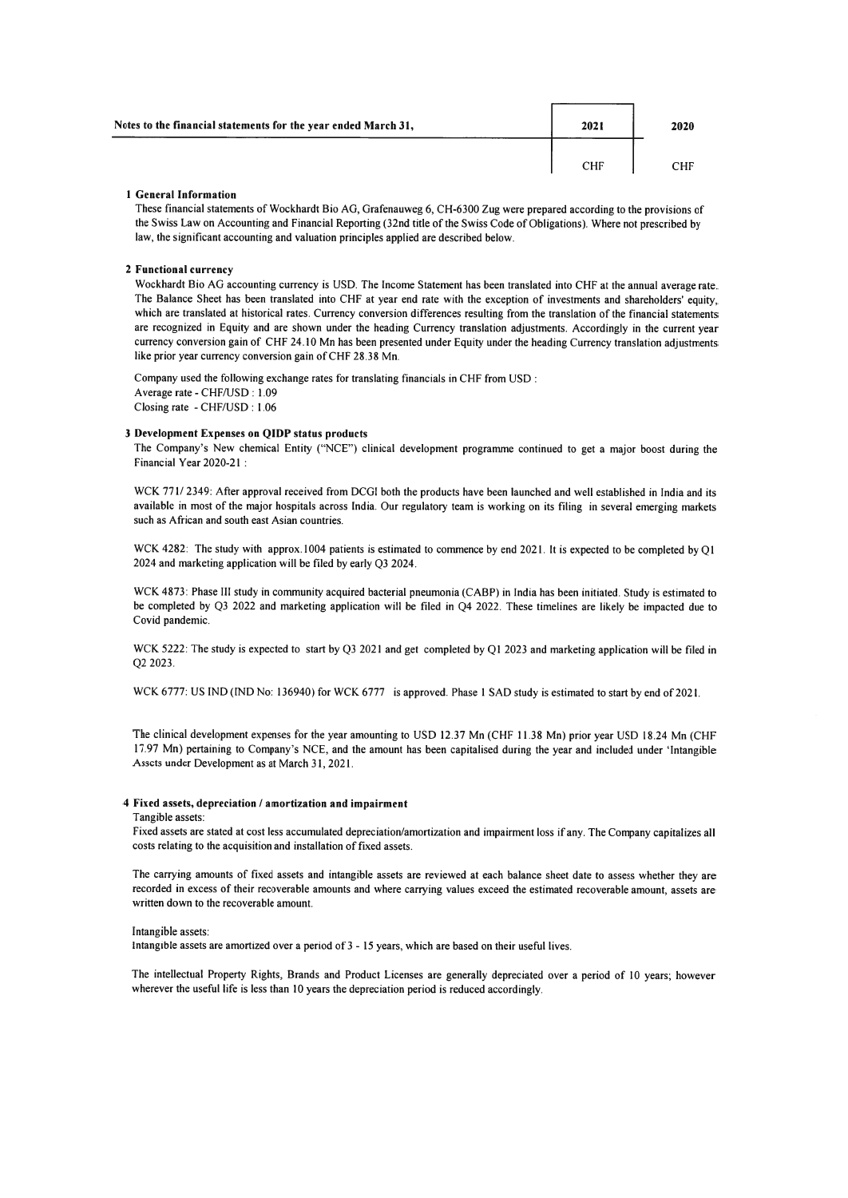| Notes to the financial statements for the year ended March 31, | 2021 | 2020 |
|---|---|---|
| | CHF | CHF |

**1 General Information**

These financial statements of Wockhardt Bio AG, Grafenauweg 6, CH-6300 Zug were prepared according to the provisions of the Swiss Law on Accounting and Financial Reporting (32nd title of the Swiss Code of Obligations). Where not prescribed by law, the significant accounting and valuation principles applied are described below.

**2 Functional currency**

Wockhardt Bio AG accounting currency is USD. The Income Statement has been translated into CHF at the annual average rate. The Balance Sheet has been translated into CHF at year end rate with the exception of investments and shareholders' equity, which are translated at historical rates. Currency conversion differences resulting from the translation of the financial statements are recognized in Equity and are shown under the heading Currency translation adjustments. Accordingly in the current year currency conversion gain of CHF 24.10 Mn has been presented under Equity under the heading Currency translation adjustments like prior year currency conversion gain of CHF 28.38 Mn.

Company used the following exchange rates for translating financials in CHF from USD :
Average rate - CHF/USD : 1.09
Closing rate - CHF/USD : 1.06

**3 Development Expenses on QIDP status products**

The Company's New chemical Entity ("NCE") clinical development programme continued to get a major boost during the Financial Year 2020-21 :

WCK 771/ 2349: After approval received from DCGI both the products have been launched and well established in India and its available in most of the major hospitals across India. Our regulatory team is working on its filing in several emerging markets such as African and south east Asian countries.

WCK 4282: The study with approx.1004 patients is estimated to commence by end 2021. It is expected to be completed by Q1 2024 and marketing application will be filed by early Q3 2024.

WCK 4873: Phase III study in community acquired bacterial pneumonia (CABP) in India has been initiated. Study is estimated to be completed by Q3 2022 and marketing application will be filed in Q4 2022. These timelines are likely be impacted due to Covid pandemic.

WCK 5222: The study is expected to start by Q3 2021 and get completed by Q1 2023 and marketing application will be filed in Q2 2023.

WCK 6777: US IND (IND No: 136940) for WCK 6777 is approved. Phase 1 SAD study is estimated to start by end of 2021.

The clinical development expenses for the year amounting to USD 12.37 Mn (CHF 11.38 Mn) prior year USD 18.24 Mn (CHF 17.97 Mn) pertaining to Company's NCE, and the amount has been capitalised during the year and included under 'Intangible Assets under Development as at March 31, 2021.

**4 Fixed assets, depreciation / amortization and impairment**

Tangible assets:

Fixed assets are stated at cost less accumulated depreciation/amortization and impairment loss if any. The Company capitalizes all costs relating to the acquisition and installation of fixed assets.

The carrying amounts of fixed assets and intangible assets are reviewed at each balance sheet date to assess whether they are recorded in excess of their recoverable amounts and where carrying values exceed the estimated recoverable amount, assets are written down to the recoverable amount.

Intangible assets:

Intangible assets are amortized over a period of 3 - 15 years, which are based on their useful lives.

The intellectual Property Rights, Brands and Product Licenses are generally depreciated over a period of 10 years; however wherever the useful life is less than 10 years the depreciation period is reduced accordingly.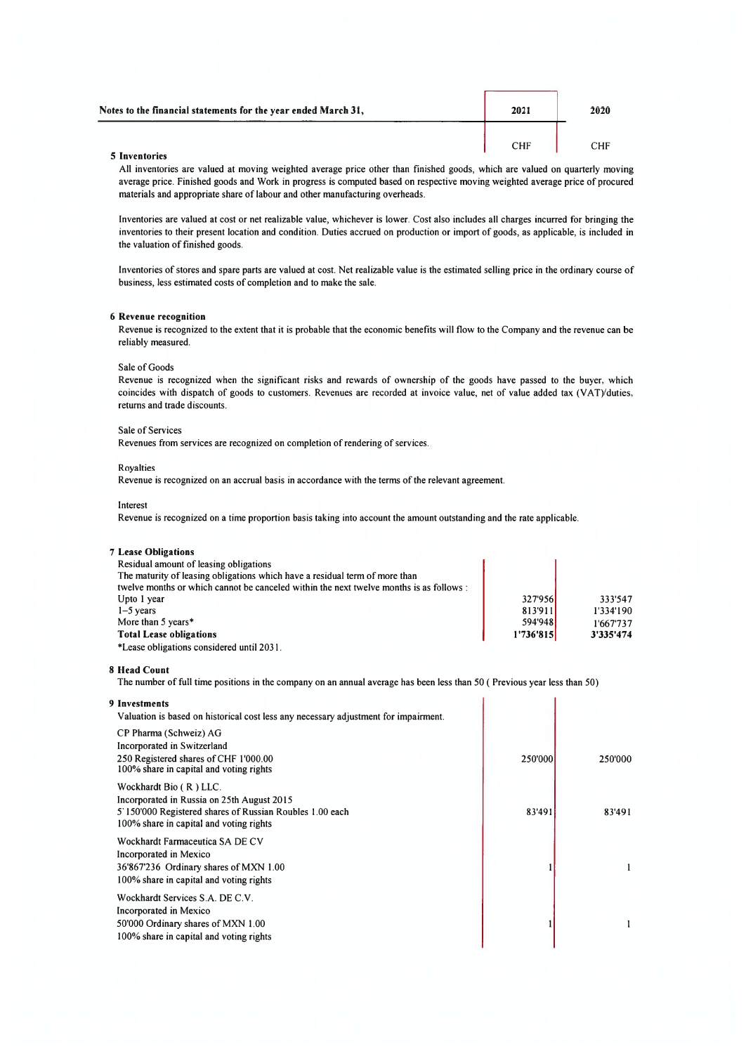| Notes to the financial statements for the year ended March 31, | 2021 | 2020 |
|---|---|---|
| | CHF | CHF |

**5 Inventories**

All inventories are valued at moving weighted average price other than finished goods, which are valued on quarterly moving average price. Finished goods and Work in progress is computed based on respective moving weighted average price of procured materials and appropriate share of labour and other manufacturing overheads.

Inventories are valued at cost or net realizable value, whichever is lower. Cost also includes all charges incurred for bringing the inventories to their present location and condition. Duties accrued on production or import of goods, as applicable, is included in the valuation of finished goods.

Inventories of stores and spare parts are valued at cost. Net realizable value is the estimated selling price in the ordinary course of business, less estimated costs of completion and to make the sale.

**6 Revenue recognition**

Revenue is recognized to the extent that it is probable that the economic benefits will flow to the Company and the revenue can be reliably measured.

Sale of Goods

Revenue is recognized when the significant risks and rewards of ownership of the goods have passed to the buyer, which coincides with dispatch of goods to customers. Revenues are recorded at invoice value, net of value added tax (VAT)/duties, returns and trade discounts.

Sale of Services

Revenues from services are recognized on completion of rendering of services.

Royalties

Revenue is recognized on an accrual basis in accordance with the terms of the relevant agreement.

Interest

Revenue is recognized on a time proportion basis taking into account the amount outstanding and the rate applicable.

**7 Lease Obligations**

| | 2021 | 2020 |
|---|---|---|
| Residual amount of leasing obligations | | |
| The maturity of leasing obligations which have a residual term of more than twelve months or which cannot be canceled within the next twelve months is as follows : | | |
| Upto 1 year | 327'956 | 333'547 |
| 1–5 years | 813'911 | 1'334'190 |
| More than 5 years* | 594'948 | 1'667'737 |
| **Total Lease obligations** | **1'736'815** | **3'335'474** |

*Lease obligations considered until 2031.

**8 Head Count**

The number of full time positions in the company on an annual average has been less than 50 ( Previous year less than 50)

**9 Investments**

| | 2021 | 2020 |
|---|---|---|
| Valuation is based on historical cost less any necessary adjustment for impairment. | | |
| CP Pharma (Schweiz) AG<br>Incorporated in Switzerland<br>250 Registered shares of CHF 1'000.00<br>100% share in capital and voting rights | 250'000 | 250'000 |
| Wockhardt Bio ( R ) LLC.<br>Incorporated in Russia on 25th August 2015<br>5'150'000 Registered shares of Russian Roubles 1.00 each<br>100% share in capital and voting rights | 83'491 | 83'491 |
| Wockhardt Farmaceutica SA DE CV<br>Incorporated in Mexico<br>36'867'236 Ordinary shares of MXN 1.00<br>100% share in capital and voting rights | 1 | 1 |
| Wockhardt Services S.A. DE C.V.<br>Incorporated in Mexico<br>50'000 Ordinary shares of MXN 1.00<br>100% share in capital and voting rights | 1 | 1 |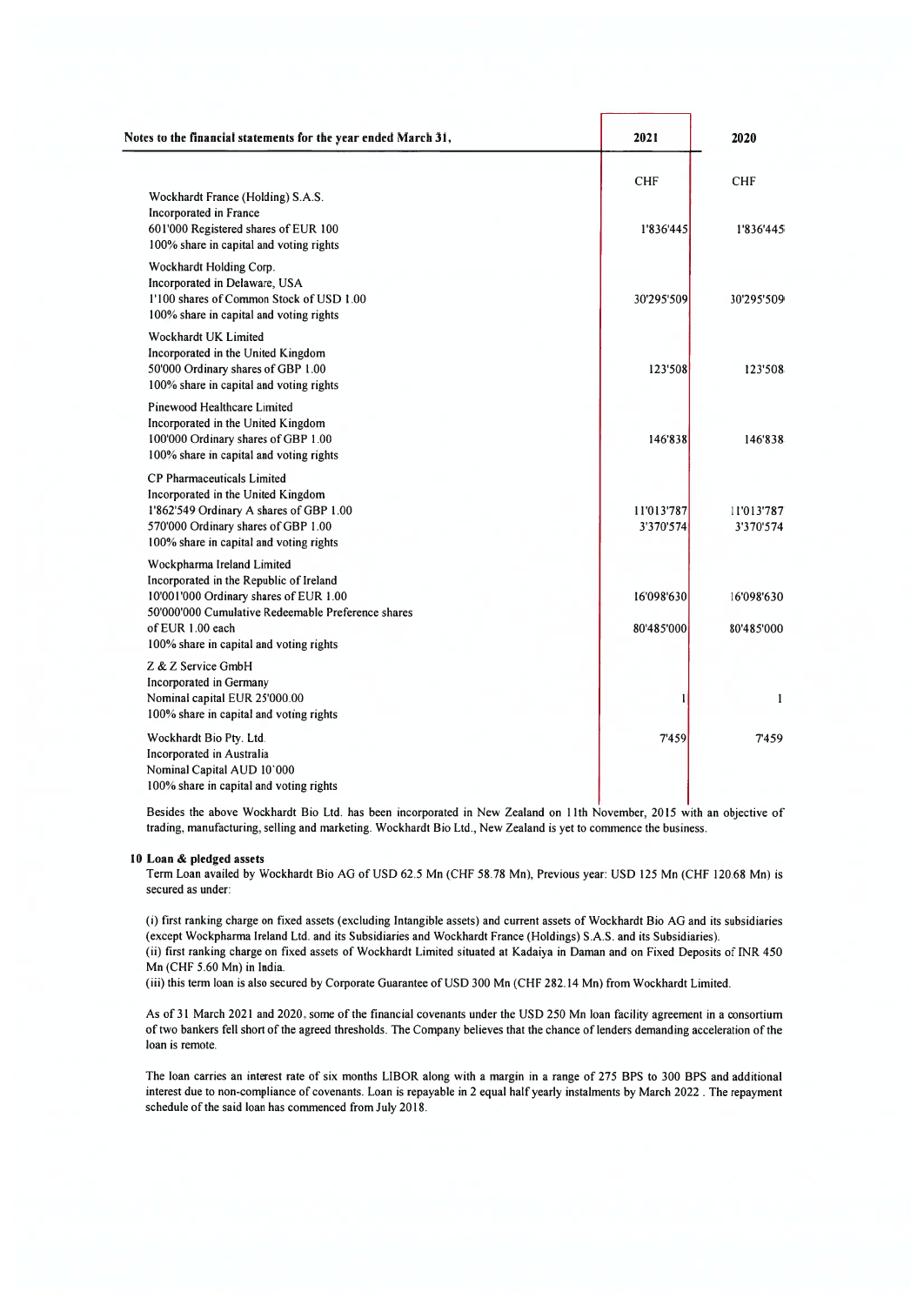| Notes to the financial statements for the year ended March 31, | 2021 | 2020 |
|---|---|---|
| | CHF | CHF |
| Wockhardt France (Holding) S.A.S.<br>Incorporated in France<br>601'000 Registered shares of EUR 100<br>100% share in capital and voting rights | 1'836'445 | 1'836'445 |
| Wockhardt Holding Corp.<br>Incorporated in Delaware, USA<br>1'100 shares of Common Stock of USD 1.00<br>100% share in capital and voting rights | 30'295'509 | 30'295'509 |
| Wockhardt UK Limited<br>Incorporated in the United Kingdom<br>50'000 Ordinary shares of GBP 1.00<br>100% share in capital and voting rights | 123'508 | 123'508 |
| Pinewood Healthcare Limited<br>Incorporated in the United Kingdom<br>100'000 Ordinary shares of GBP 1.00<br>100% share in capital and voting rights | 146'838 | 146'838 |
| CP Pharmaceuticals Limited<br>Incorporated in the United Kingdom | | |
| 1'862'549 Ordinary A shares of GBP 1.00 | 11'013'787 | 11'013'787 |
| 570'000 Ordinary shares of GBP 1.00<br>100% share in capital and voting rights | 3'370'574 | 3'370'574 |
| Wockpharma Ireland Limited<br>Incorporated in the Republic of Ireland | | |
| 10'001'000 Ordinary shares of EUR 1.00 | 16'098'630 | 16'098'630 |
| 50'000'000 Cumulative Redeemable Preference shares of EUR 1.00 each<br>100% share in capital and voting rights | 80'485'000 | 80'485'000 |
| Z & Z Service GmbH<br>Incorporated in Germany<br>Nominal capital EUR 25'000.00<br>100% share in capital and voting rights | 1 | 1 |
| Wockhardt Bio Pty. Ltd.<br>Incorporated in Australia<br>Nominal Capital AUD 10'000<br>100% share in capital and voting rights | 7'459 | 7'459 |

Besides the above Wockhardt Bio Ltd. has been incorporated in New Zealand on 11th November, 2015 with an objective of trading, manufacturing, selling and marketing. Wockhardt Bio Ltd., New Zealand is yet to commence the business.

**10 Loan & pledged assets**

Term Loan availed by Wockhardt Bio AG of USD 62.5 Mn (CHF 58.78 Mn), Previous year: USD 125 Mn (CHF 120.68 Mn) is secured as under:

(i) first ranking charge on fixed assets (excluding Intangible assets) and current assets of Wockhardt Bio AG and its subsidiaries (except Wockpharma Ireland Ltd. and its Subsidiaries and Wockhardt France (Holdings) S.A.S. and its Subsidiaries).
(ii) first ranking charge on fixed assets of Wockhardt Limited situated at Kadaiya in Daman and on Fixed Deposits of INR 450 Mn (CHF 5.60 Mn) in India.
(iii) this term loan is also secured by Corporate Guarantee of USD 300 Mn (CHF 282.14 Mn) from Wockhardt Limited.

As of 31 March 2021 and 2020, some of the financial covenants under the USD 250 Mn loan facility agreement in a consortium of two bankers fell short of the agreed thresholds. The Company believes that the chance of lenders demanding acceleration of the loan is remote.

The loan carries an interest rate of six months LIBOR along with a margin in a range of 275 BPS to 300 BPS and additional interest due to non-compliance of covenants. Loan is repayable in 2 equal half yearly instalments by March 2022 . The repayment schedule of the said loan has commenced from July 2018.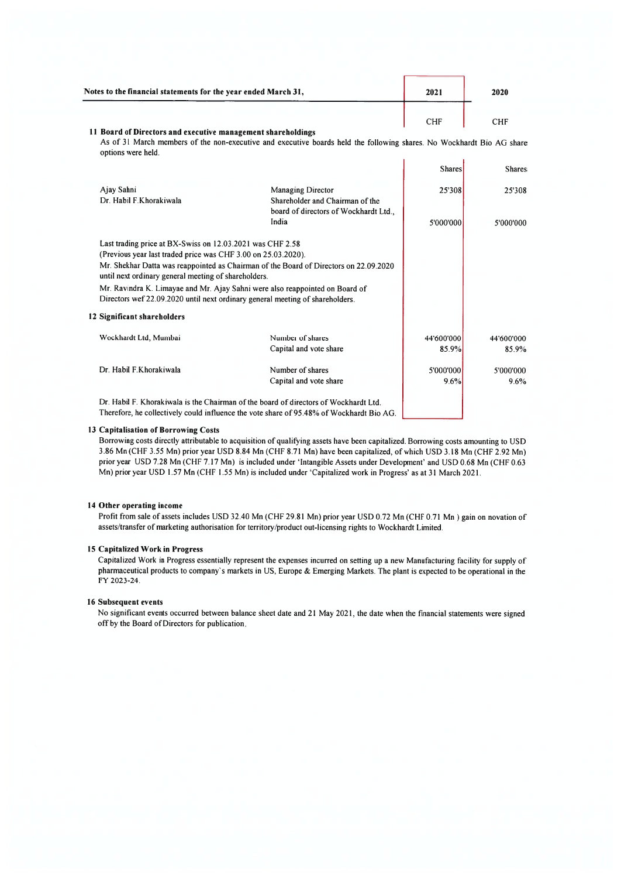| Notes to the financial statements for the year ended March 31, | | 2021 | 2020 |
|---|---|---|---|
| | | CHF | CHF |

**11 Board of Directors and executive management shareholdings**

As of 31 March members of the non-executive and executive boards held the following shares. No Wockhardt Bio AG share options were held.

| | | Shares | Shares |
|---|---|---|---|
| Ajay Sahni | Managing Director | 25'308 | 25'308 |
| Dr. Habil F.Khorakiwala | Shareholder and Chairman of the board of directors of Wockhardt Ltd., India | 5'000'000 | 5'000'000 |

Last trading price at BX-Swiss on 12.03.2021 was CHF 2.58
(Previous year last traded price was CHF 3.00 on 25.03.2020).

Mr. Shekhar Datta was reappointed as Chairman of the Board of Directors on 22.09.2020 until next ordinary general meeting of shareholders.

Mr. Ravindra K. Limayae and Mr. Ajay Sahni were also reappointed on Board of Directors wef 22.09.2020 until next ordinary general meeting of shareholders.

**12 Significant shareholders**

| | | 2021 | 2020 |
|---|---|---|---|
| Wockhardt Ltd, Mumbai | Number of shares | 44'600'000 | 44'600'000 |
| | Capital and vote share | 85.9% | 85.9% |
| Dr. Habil F.Khorakiwala | Number of shares | 5'000'000 | 5'000'000 |
| | Capital and vote share | 9.6% | 9.6% |

Dr. Habil F. Khorakiwala is the Chairman of the board of directors of Wockhardt Ltd. Therefore, he collectively could influence the vote share of 95.48% of Wockhardt Bio AG.

**13 Capitalisation of Borrowing Costs**

Borrowing costs directly attributable to acquisition of qualifying assets have been capitalized. Borrowing costs amounting to USD 3.86 Mn (CHF 3.55 Mn) prior year USD 8.84 Mn (CHF 8.71 Mn) have been capitalized, of which USD 3.18 Mn (CHF 2.92 Mn) prior year USD 7.28 Mn (CHF 7.17 Mn) is included under 'Intangible Assets under Development' and USD 0.68 Mn (CHF 0.63 Mn) prior year USD 1.57 Mn (CHF 1.55 Mn) is included under 'Capitalized work in Progress' as at 31 March 2021.

**14 Other operating income**

Profit from sale of assets includes USD 32.40 Mn (CHF 29.81 Mn) prior year USD 0.72 Mn (CHF 0.71 Mn ) gain on novation of assets/transfer of marketing authorisation for territory/product out-licensing rights to Wockhardt Limited.

**15 Capitalized Work in Progress**

Capitalized Work in Progress essentially represent the expenses incurred on setting up a new Manufacturing facility for supply of pharmaceutical products to company's markets in US, Europe & Emerging Markets. The plant is expected to be operational in the FY 2023-24.

**16 Subsequent events**

No significant events occurred between balance sheet date and 21 May 2021, the date when the financial statements were signed off by the Board of Directors for publication.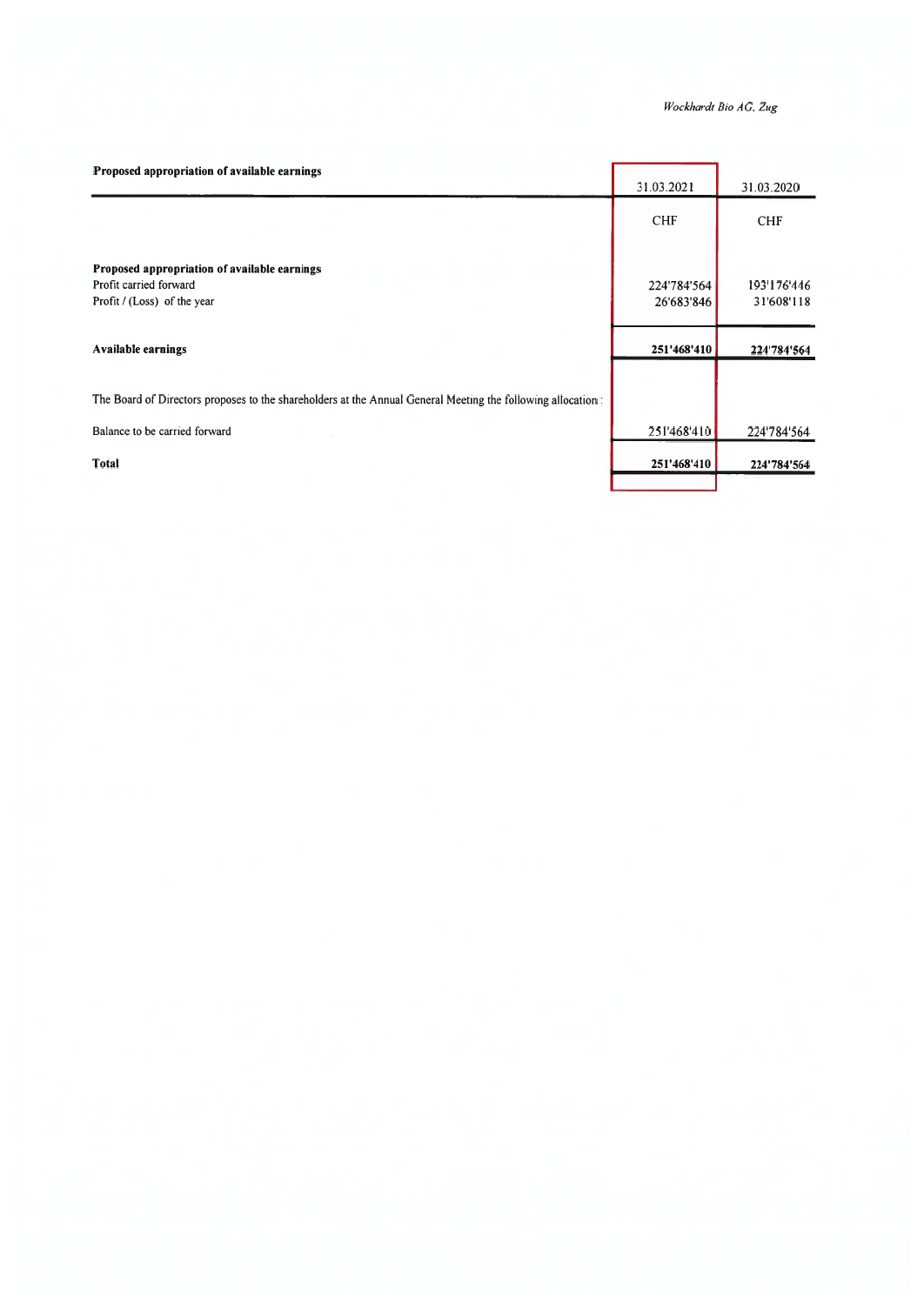## Proposed appropriation of available earnings

| | 31.03.2021 | 31.03.2020 |
|---|---|---|
| | CHF | CHF |
| **Proposed appropriation of available earnings** | | |
| Profit carried forward | 224'784'564 | 193'176'446 |
| Profit / (Loss) of the year | 26'683'846 | 31'608'118 |
| **Available earnings** | **251'468'410** | **224'784'564** |
| The Board of Directors proposes to the shareholders at the Annual General Meeting the following allocation : | | |
| Balance to be carried forward | 251'468'410 | 224'784'564 |
| **Total** | **251'468'410** | **224'784'564** |